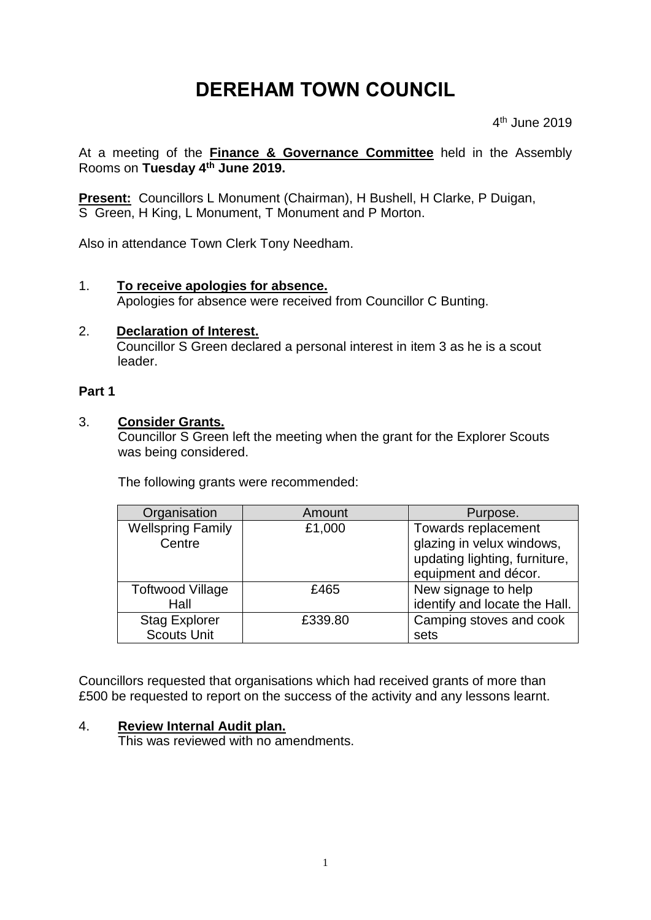# DEREHAM TOWN COUNCIL

4th June 2019

At a meeting of the **Finance & Governance Committee** held in the Assembly Rooms on **Tuesday 4th June 2019.**

**Present:** Councillors L Monument (Chairman), H Bushell, H Clarke, P Duigan, S Green, H King, L Monument, T Monument and P Morton.

Also in attendance Town Clerk Tony Needham.

1. **To receive apologies for absence.**
   Apologies for absence were received from Councillor C Bunting.

2. **Declaration of Interest.**
   Councillor S Green declared a personal interest in item 3 as he is a scout leader.

**Part 1**

3. **Consider Grants.**
   Councillor S Green left the meeting when the grant for the Explorer Scouts was being considered.

   The following grants were recommended:

| Organisation | Amount | Purpose. |
|---|---|---|
| Wellspring Family Centre | £1,000 | Towards replacement glazing in velux windows, updating lighting, furniture, equipment and décor. |
| Toftwood Village Hall | £465 | New signage to help identify and locate the Hall. |
| Stag Explorer Scouts Unit | £339.80 | Camping stoves and cook sets |

Councillors requested that organisations which had received grants of more than £500 be requested to report on the success of the activity and any lessons learnt.

4. **Review Internal Audit plan.**
   This was reviewed with no amendments.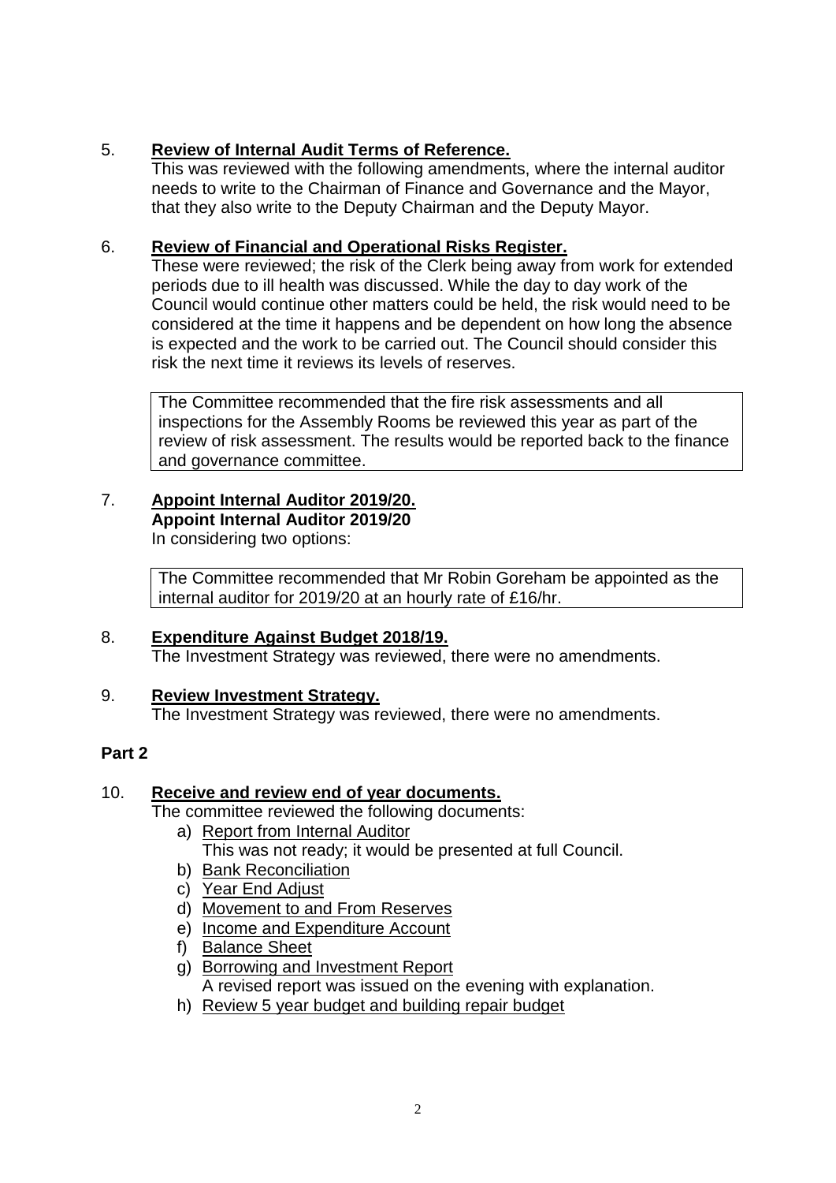5. **Review of Internal Audit Terms of Reference.**
   This was reviewed with the following amendments, where the internal auditor needs to write to the Chairman of Finance and Governance and the Mayor, that they also write to the Deputy Chairman and the Deputy Mayor.

6. **Review of Financial and Operational Risks Register.**
   These were reviewed; the risk of the Clerk being away from work for extended periods due to ill health was discussed. While the day to day work of the Council would continue other matters could be held, the risk would need to be considered at the time it happens and be dependent on how long the absence is expected and the work to be carried out. The Council should consider this risk the next time it reviews its levels of reserves.

   > The Committee recommended that the fire risk assessments and all inspections for the Assembly Rooms be reviewed this year as part of the review of risk assessment. The results would be reported back to the finance and governance committee.

7. **Appoint Internal Auditor 2019/20.**
   **Appoint Internal Auditor 2019/20**
   In considering two options:

   > The Committee recommended that Mr Robin Goreham be appointed as the internal auditor for 2019/20 at an hourly rate of £16/hr.

8. **Expenditure Against Budget 2018/19.**
   The Investment Strategy was reviewed, there were no amendments.

9. **Review Investment Strategy.**
   The Investment Strategy was reviewed, there were no amendments.

**Part 2**

10. **Receive and review end of year documents.**
    The committee reviewed the following documents:
    a) Report from Internal Auditor
       This was not ready; it would be presented at full Council.
    b) Bank Reconciliation
    c) Year End Adjust
    d) Movement to and From Reserves
    e) Income and Expenditure Account
    f) Balance Sheet
    g) Borrowing and Investment Report
       A revised report was issued on the evening with explanation.
    h) Review 5 year budget and building repair budget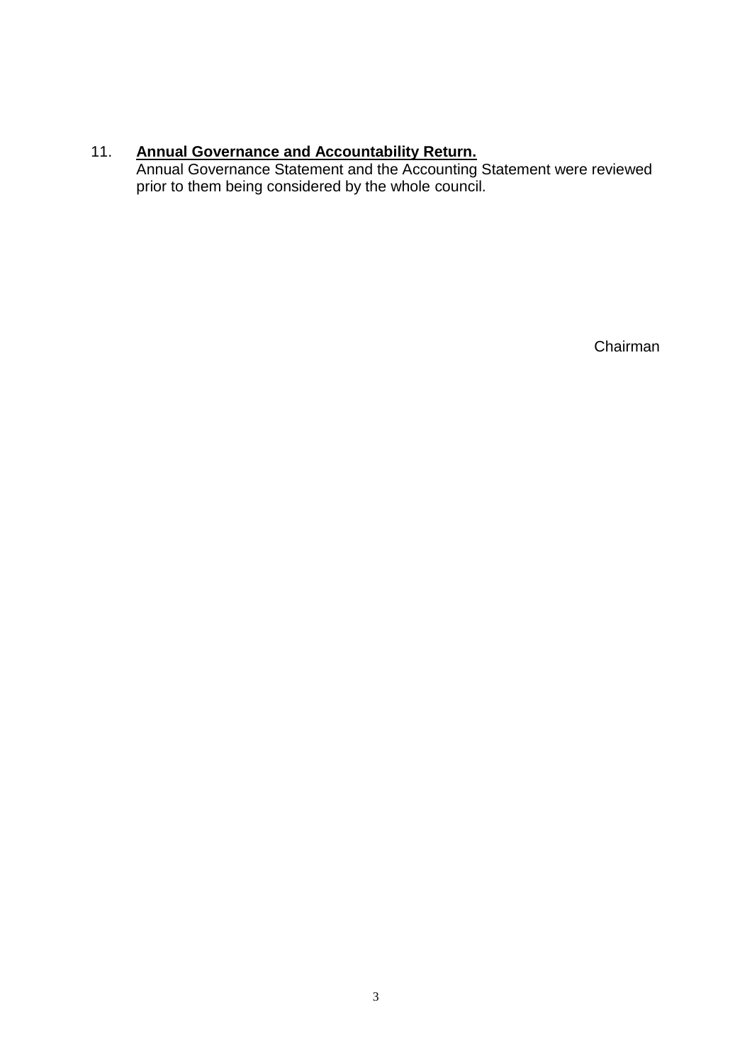11. **Annual Governance and Accountability Return.**
Annual Governance Statement and the Accounting Statement were reviewed prior to them being considered by the whole council.

Chairman